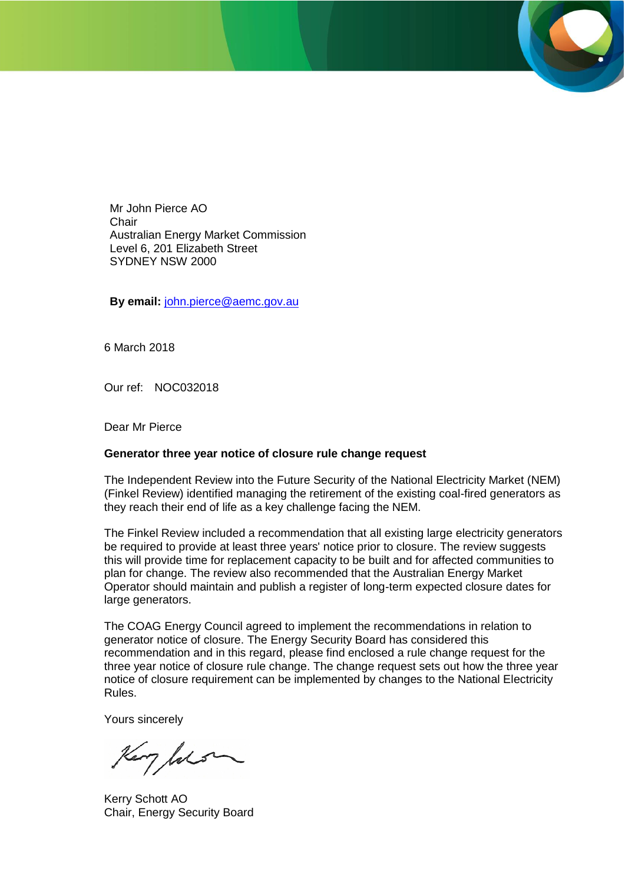Mr John Pierce AO
Chair
Australian Energy Market Commission
Level 6, 201 Elizabeth Street
SYDNEY NSW 2000

**By email:** john.pierce@aemc.gov.au

6 March 2018

Our ref: NOC032018

Dear Mr Pierce

**Generator three year notice of closure rule change request**

The Independent Review into the Future Security of the National Electricity Market (NEM) (Finkel Review) identified managing the retirement of the existing coal-fired generators as they reach their end of life as a key challenge facing the NEM.

The Finkel Review included a recommendation that all existing large electricity generators be required to provide at least three years' notice prior to closure. The review suggests this will provide time for replacement capacity to be built and for affected communities to plan for change. The review also recommended that the Australian Energy Market Operator should maintain and publish a register of long-term expected closure dates for large generators.

The COAG Energy Council agreed to implement the recommendations in relation to generator notice of closure. The Energy Security Board has considered this recommendation and in this regard, please find enclosed a rule change request for the three year notice of closure rule change. The change request sets out how the three year notice of closure requirement can be implemented by changes to the National Electricity Rules.

Yours sincerely

Kerry Schott AO
Chair, Energy Security Board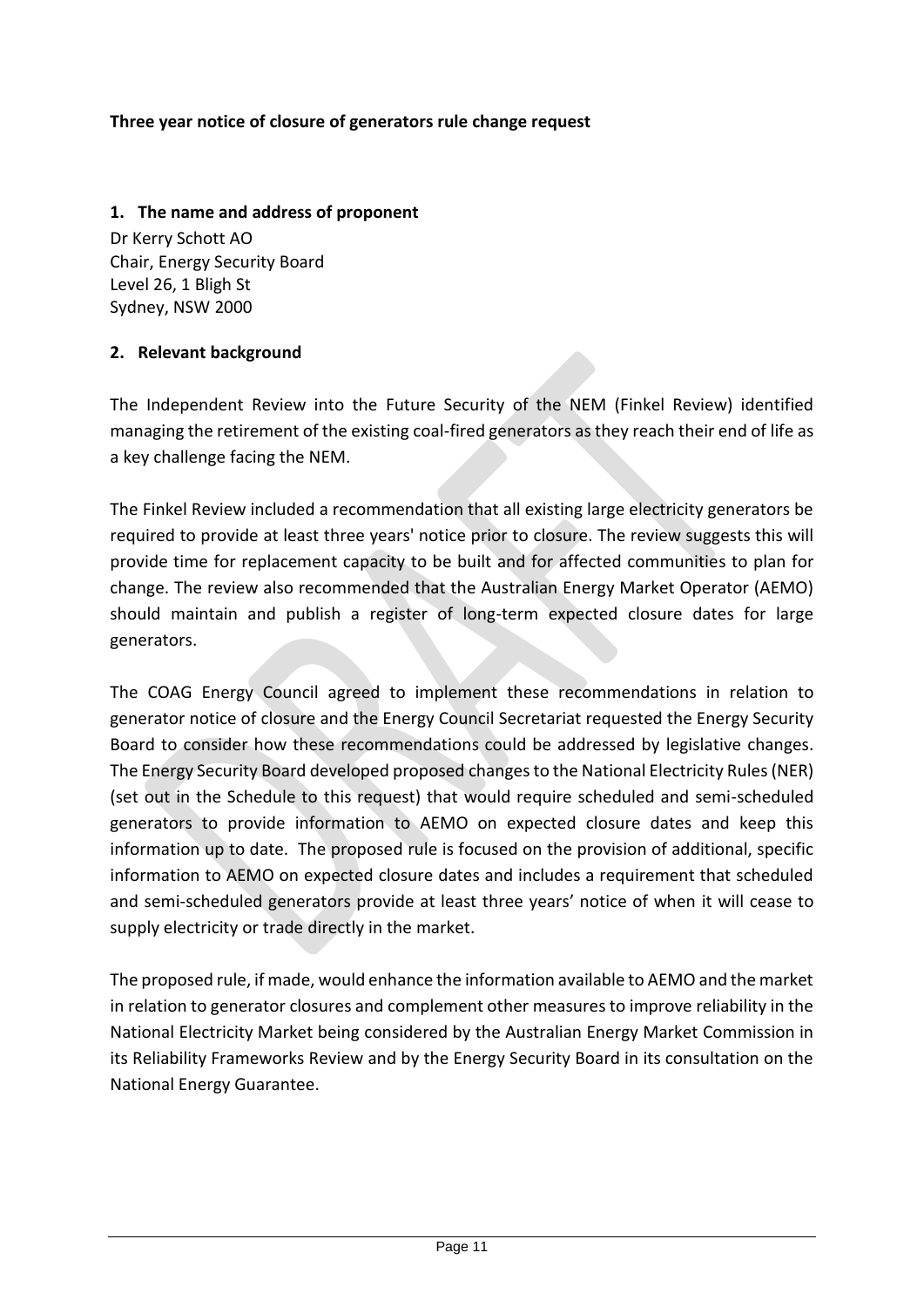**Three year notice of closure of generators rule change request**

## 1. The name and address of proponent

Dr Kerry Schott AO
Chair, Energy Security Board
Level 26, 1 Bligh St
Sydney, NSW 2000

## 2. Relevant background

The Independent Review into the Future Security of the NEM (Finkel Review) identified managing the retirement of the existing coal-fired generators as they reach their end of life as a key challenge facing the NEM.

The Finkel Review included a recommendation that all existing large electricity generators be required to provide at least three years' notice prior to closure. The review suggests this will provide time for replacement capacity to be built and for affected communities to plan for change. The review also recommended that the Australian Energy Market Operator (AEMO) should maintain and publish a register of long-term expected closure dates for large generators.

The COAG Energy Council agreed to implement these recommendations in relation to generator notice of closure and the Energy Council Secretariat requested the Energy Security Board to consider how these recommendations could be addressed by legislative changes. The Energy Security Board developed proposed changes to the National Electricity Rules (NER) (set out in the Schedule to this request) that would require scheduled and semi-scheduled generators to provide information to AEMO on expected closure dates and keep this information up to date. The proposed rule is focused on the provision of additional, specific information to AEMO on expected closure dates and includes a requirement that scheduled and semi-scheduled generators provide at least three years' notice of when it will cease to supply electricity or trade directly in the market.

The proposed rule, if made, would enhance the information available to AEMO and the market in relation to generator closures and complement other measures to improve reliability in the National Electricity Market being considered by the Australian Energy Market Commission in its Reliability Frameworks Review and by the Energy Security Board in its consultation on the National Energy Guarantee.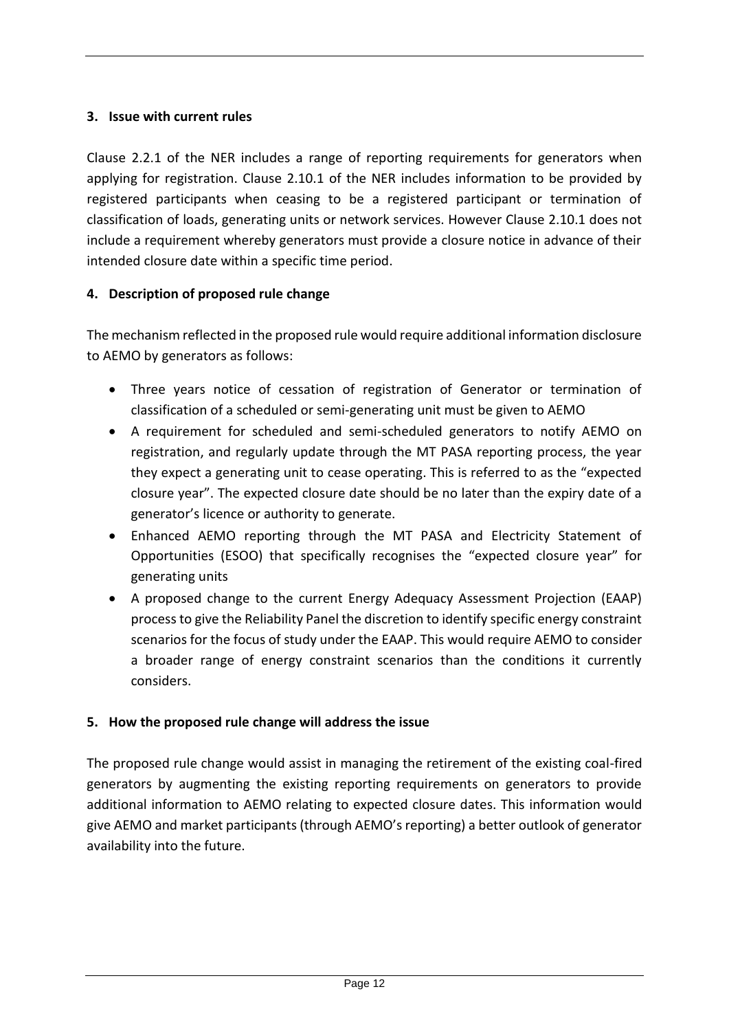## 3. Issue with current rules

Clause 2.2.1 of the NER includes a range of reporting requirements for generators when applying for registration. Clause 2.10.1 of the NER includes information to be provided by registered participants when ceasing to be a registered participant or termination of classification of loads, generating units or network services. However Clause 2.10.1 does not include a requirement whereby generators must provide a closure notice in advance of their intended closure date within a specific time period.

## 4. Description of proposed rule change

The mechanism reflected in the proposed rule would require additional information disclosure to AEMO by generators as follows:

- Three years notice of cessation of registration of Generator or termination of classification of a scheduled or semi-generating unit must be given to AEMO
- A requirement for scheduled and semi-scheduled generators to notify AEMO on registration, and regularly update through the MT PASA reporting process, the year they expect a generating unit to cease operating. This is referred to as the "expected closure year". The expected closure date should be no later than the expiry date of a generator's licence or authority to generate.
- Enhanced AEMO reporting through the MT PASA and Electricity Statement of Opportunities (ESOO) that specifically recognises the "expected closure year" for generating units
- A proposed change to the current Energy Adequacy Assessment Projection (EAAP) process to give the Reliability Panel the discretion to identify specific energy constraint scenarios for the focus of study under the EAAP. This would require AEMO to consider a broader range of energy constraint scenarios than the conditions it currently considers.

## 5. How the proposed rule change will address the issue

The proposed rule change would assist in managing the retirement of the existing coal-fired generators by augmenting the existing reporting requirements on generators to provide additional information to AEMO relating to expected closure dates. This information would give AEMO and market participants (through AEMO's reporting) a better outlook of generator availability into the future.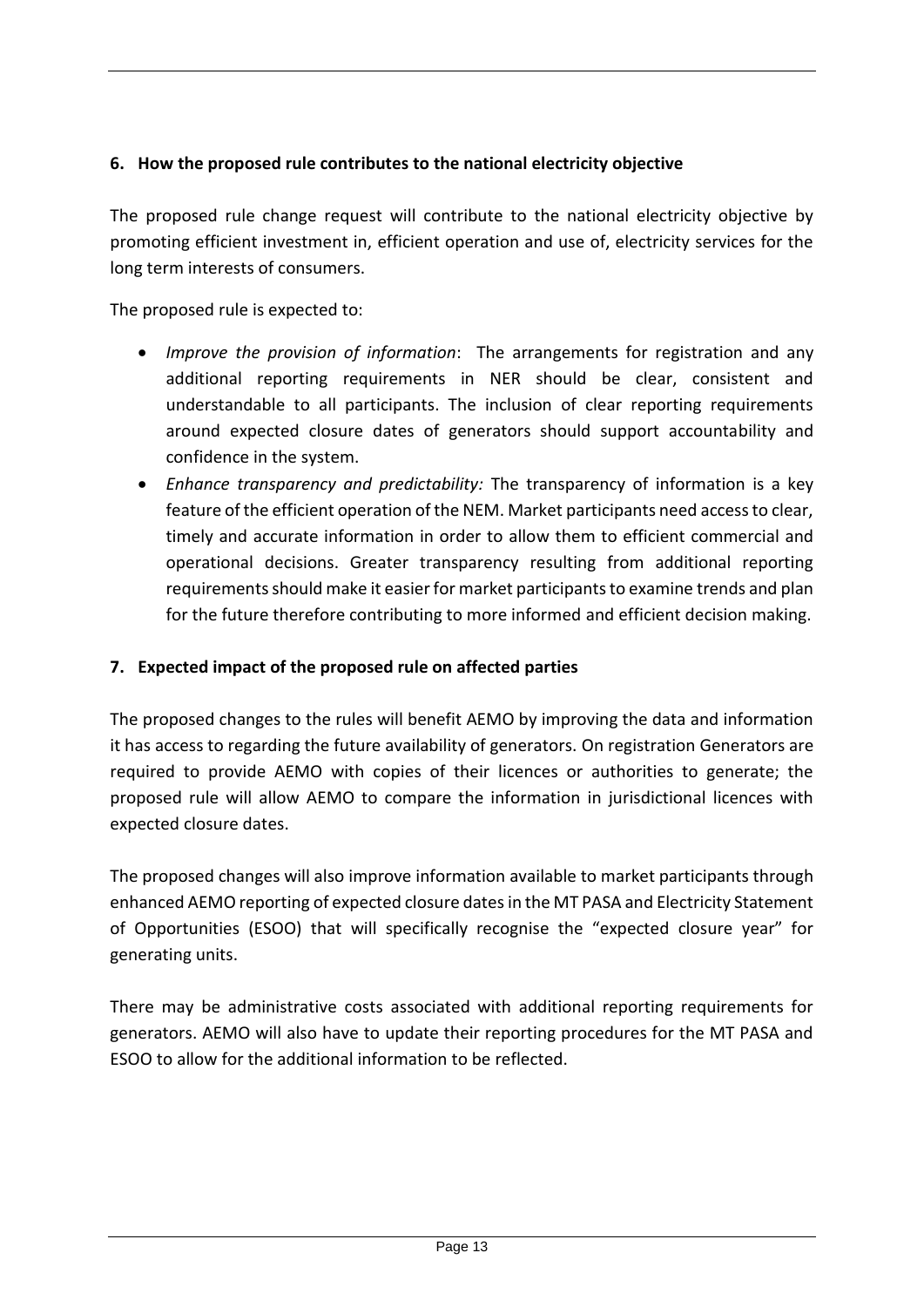## 6. How the proposed rule contributes to the national electricity objective

The proposed rule change request will contribute to the national electricity objective by promoting efficient investment in, efficient operation and use of, electricity services for the long term interests of consumers.

The proposed rule is expected to:

- *Improve the provision of information*: The arrangements for registration and any additional reporting requirements in NER should be clear, consistent and understandable to all participants. The inclusion of clear reporting requirements around expected closure dates of generators should support accountability and confidence in the system.
- *Enhance transparency and predictability:* The transparency of information is a key feature of the efficient operation of the NEM. Market participants need access to clear, timely and accurate information in order to allow them to efficient commercial and operational decisions. Greater transparency resulting from additional reporting requirements should make it easier for market participants to examine trends and plan for the future therefore contributing to more informed and efficient decision making.

## 7. Expected impact of the proposed rule on affected parties

The proposed changes to the rules will benefit AEMO by improving the data and information it has access to regarding the future availability of generators. On registration Generators are required to provide AEMO with copies of their licences or authorities to generate; the proposed rule will allow AEMO to compare the information in jurisdictional licences with expected closure dates.

The proposed changes will also improve information available to market participants through enhanced AEMO reporting of expected closure dates in the MT PASA and Electricity Statement of Opportunities (ESOO) that will specifically recognise the "expected closure year" for generating units.

There may be administrative costs associated with additional reporting requirements for generators. AEMO will also have to update their reporting procedures for the MT PASA and ESOO to allow for the additional information to be reflected.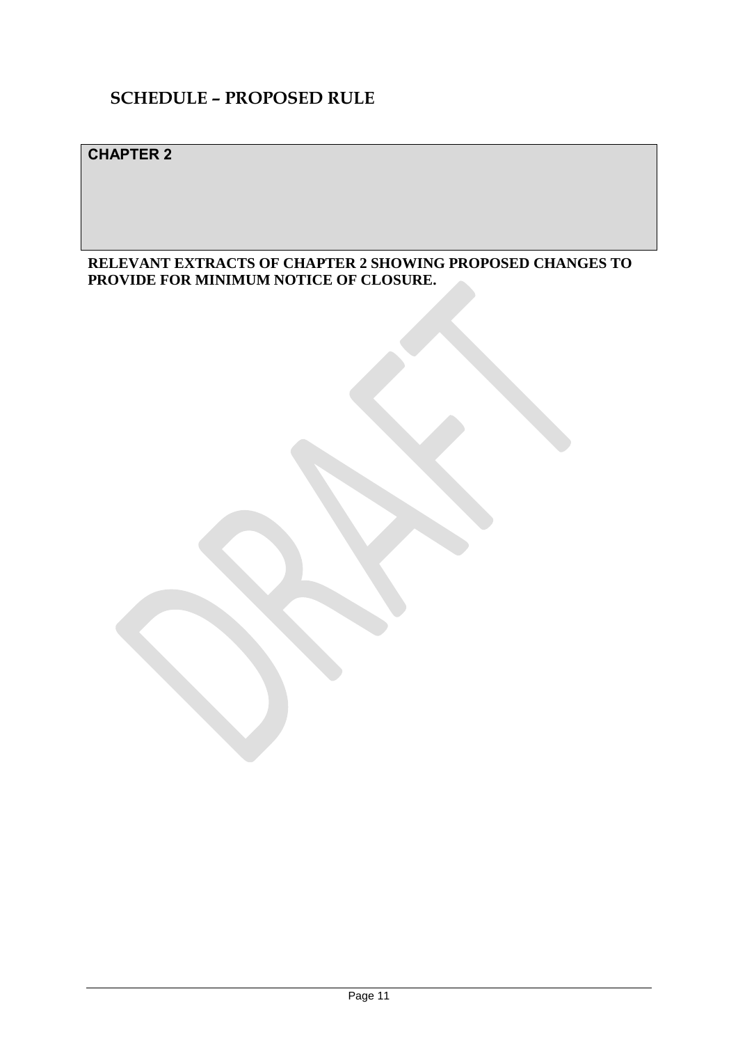# SCHEDULE – PROPOSED RULE

**CHAPTER 2**

**RELEVANT EXTRACTS OF CHAPTER 2 SHOWING PROPOSED CHANGES TO PROVIDE FOR MINIMUM NOTICE OF CLOSURE.**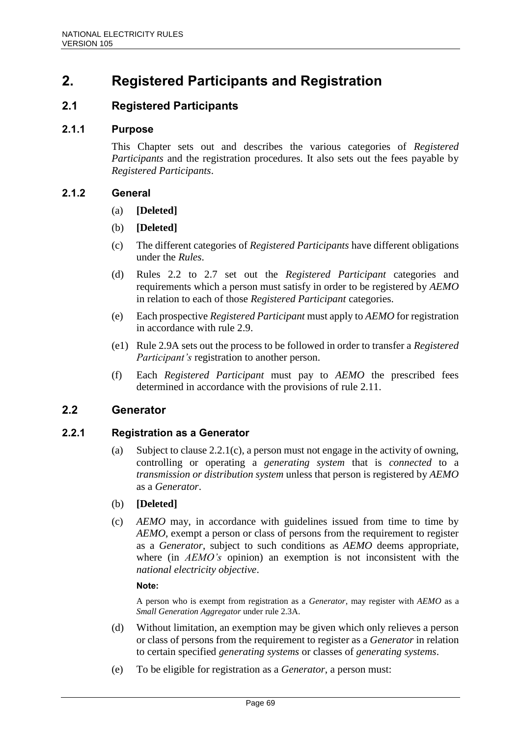# 2. Registered Participants and Registration

## 2.1 Registered Participants

### 2.1.1 Purpose

This Chapter sets out and describes the various categories of *Registered Participants* and the registration procedures. It also sets out the fees payable by *Registered Participants*.

### 2.1.2 General

(a) **[Deleted]**

(b) **[Deleted]**

(c) The different categories of *Registered Participants* have different obligations under the *Rules*.

(d) Rules 2.2 to 2.7 set out the *Registered Participant* categories and requirements which a person must satisfy in order to be registered by *AEMO* in relation to each of those *Registered Participant* categories.

(e) Each prospective *Registered Participant* must apply to *AEMO* for registration in accordance with rule 2.9.

(e1) Rule 2.9A sets out the process to be followed in order to transfer a *Registered Participant's* registration to another person.

(f) Each *Registered Participant* must pay to *AEMO* the prescribed fees determined in accordance with the provisions of rule 2.11.

## 2.2 Generator

### 2.2.1 Registration as a Generator

(a) Subject to clause 2.2.1(c), a person must not engage in the activity of owning, controlling or operating a *generating system* that is *connected* to a *transmission or distribution system* unless that person is registered by *AEMO* as a *Generator*.

(b) **[Deleted]**

(c) *AEMO* may, in accordance with guidelines issued from time to time by *AEMO*, exempt a person or class of persons from the requirement to register as a *Generator*, subject to such conditions as *AEMO* deems appropriate, where (in *AEMO's* opinion) an exemption is not inconsistent with the *national electricity objective*.

**Note:**

A person who is exempt from registration as a *Generator*, may register with *AEMO* as a *Small Generation Aggregator* under rule 2.3A.

(d) Without limitation, an exemption may be given which only relieves a person or class of persons from the requirement to register as a *Generator* in relation to certain specified *generating systems* or classes of *generating systems*.

(e) To be eligible for registration as a *Generator*, a person must: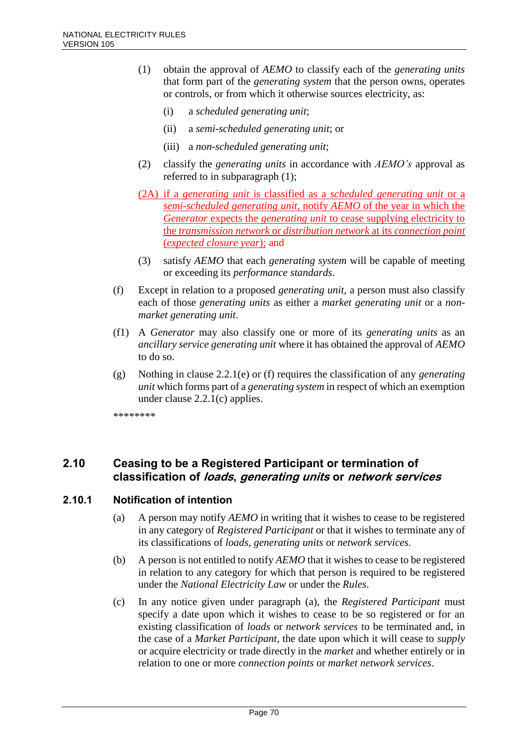(1) obtain the approval of *AEMO* to classify each of the *generating units* that form part of the *generating system* that the person owns, operates or controls, or from which it otherwise sources electricity, as:

(i) a *scheduled generating unit*;

(ii) a *semi-scheduled generating unit*; or

(iii) a *non-scheduled generating unit*;

(2) classify the *generating units* in accordance with *AEMO's* approval as referred to in subparagraph (1);

(2A) if a *generating unit* is classified as a *scheduled generating unit* or a *semi-scheduled generating unit*, notify *AEMO* of the year in which the *Generator* expects the *generating unit* to cease supplying electricity to the *transmission network* or *distribution network* at its *connection point* (*expected closure year*); and

(3) satisfy *AEMO* that each *generating system* will be capable of meeting or exceeding its *performance standards*.

(f) Except in relation to a proposed *generating unit*, a person must also classify each of those *generating units* as either a *market generating unit* or a *non-market generating unit*.

(f1) A *Generator* may also classify one or more of its *generating units* as an *ancillary service generating unit* where it has obtained the approval of *AEMO* to do so.

(g) Nothing in clause 2.2.1(e) or (f) requires the classification of any *generating unit* which forms part of a *generating system* in respect of which an exemption under clause 2.2.1(c) applies.

********

## 2.10 Ceasing to be a Registered Participant or termination of classification of *loads*, *generating units* or *network services*

### 2.10.1 Notification of intention

(a) A person may notify *AEMO* in writing that it wishes to cease to be registered in any category of *Registered Participant* or that it wishes to terminate any of its classifications of *loads*, *generating units* or *network services*.

(b) A person is not entitled to notify *AEMO* that it wishes to cease to be registered in relation to any category for which that person is required to be registered under the *National Electricity Law* or under the *Rules*.

(c) In any notice given under paragraph (a), the *Registered Participant* must specify a date upon which it wishes to cease to be so registered or for an existing classification of *loads* or *network services* to be terminated and, in the case of a *Market Participant*, the date upon which it will cease to *supply* or acquire electricity or trade directly in the *market* and whether entirely or in relation to one or more *connection points* or *market network services*.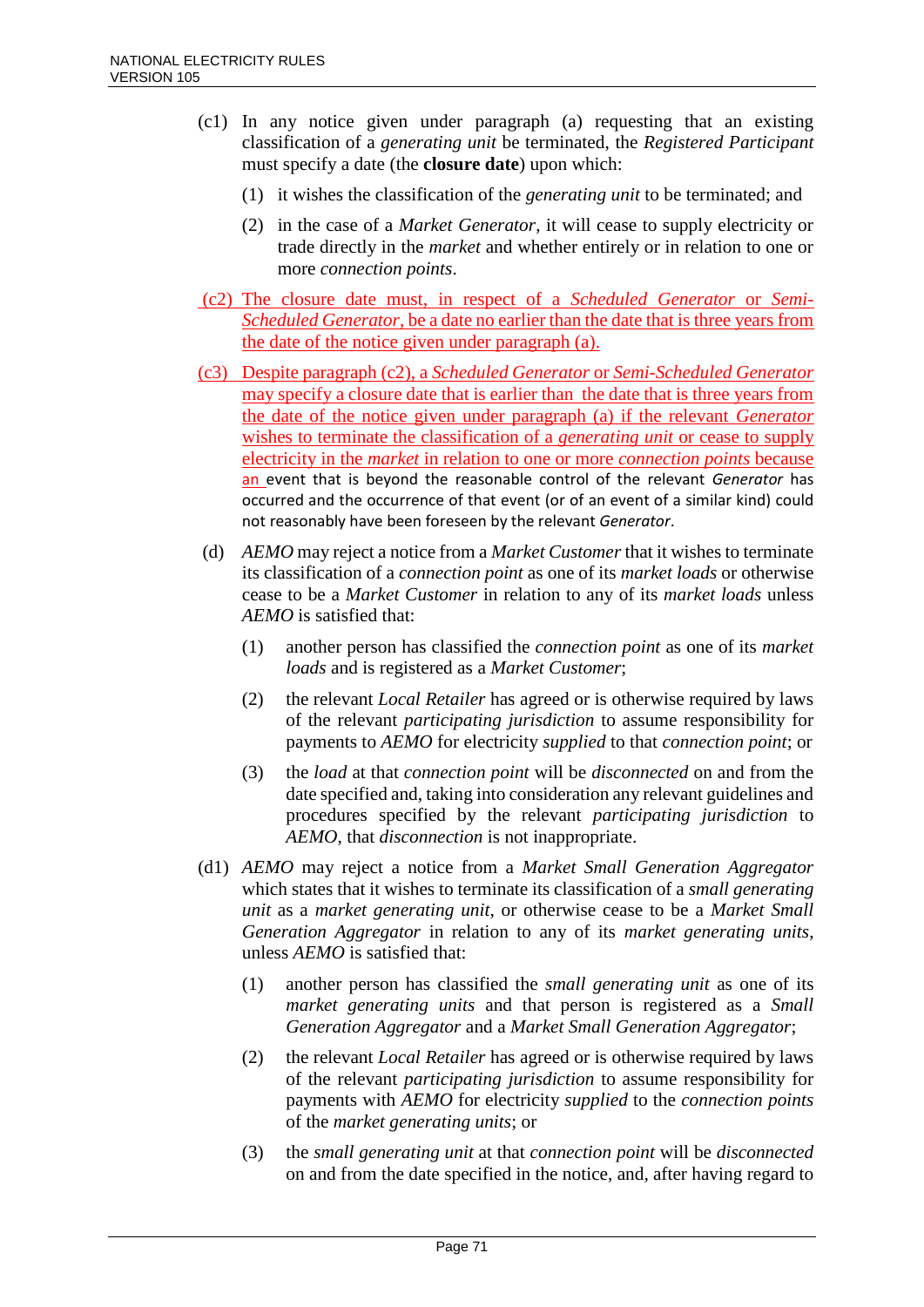(c1) In any notice given under paragraph (a) requesting that an existing classification of a *generating unit* be terminated, the *Registered Participant* must specify a date (the **closure date**) upon which:

   (1) it wishes the classification of the *generating unit* to be terminated; and

   (2) in the case of a *Market Generator*, it will cease to supply electricity or trade directly in the *market* and whether entirely or in relation to one or more *connection points*.

(c2) The closure date must, in respect of a *Scheduled Generator* or *Semi-Scheduled Generator*, be a date no earlier than the date that is three years from the date of the notice given under paragraph (a).

(c3) Despite paragraph (c2), a *Scheduled Generator* or *Semi-Scheduled Generator* may specify a closure date that is earlier than the date that is three years from the date of the notice given under paragraph (a) if the relevant *Generator* wishes to terminate the classification of a *generating unit* or cease to supply electricity in the *market* in relation to one or more *connection points* because an event that is beyond the reasonable control of the relevant *Generator* has occurred and the occurrence of that event (or of an event of a similar kind) could not reasonably have been foreseen by the relevant *Generator*.

(d) *AEMO* may reject a notice from a *Market Customer* that it wishes to terminate its classification of a *connection point* as one of its *market loads* or otherwise cease to be a *Market Customer* in relation to any of its *market loads* unless *AEMO* is satisfied that:

   (1) another person has classified the *connection point* as one of its *market loads* and is registered as a *Market Customer*;

   (2) the relevant *Local Retailer* has agreed or is otherwise required by laws of the relevant *participating jurisdiction* to assume responsibility for payments to *AEMO* for electricity *supplied* to that *connection point*; or

   (3) the *load* at that *connection point* will be *disconnected* on and from the date specified and, taking into consideration any relevant guidelines and procedures specified by the relevant *participating jurisdiction* to *AEMO*, that *disconnection* is not inappropriate.

(d1) *AEMO* may reject a notice from a *Market Small Generation Aggregator* which states that it wishes to terminate its classification of a *small generating unit* as a *market generating unit*, or otherwise cease to be a *Market Small Generation Aggregator* in relation to any of its *market generating units*, unless *AEMO* is satisfied that:

   (1) another person has classified the *small generating unit* as one of its *market generating units* and that person is registered as a *Small Generation Aggregator* and a *Market Small Generation Aggregator*;

   (2) the relevant *Local Retailer* has agreed or is otherwise required by laws of the relevant *participating jurisdiction* to assume responsibility for payments with *AEMO* for electricity *supplied* to the *connection points* of the *market generating units*; or

   (3) the *small generating unit* at that *connection point* will be *disconnected* on and from the date specified in the notice, and, after having regard to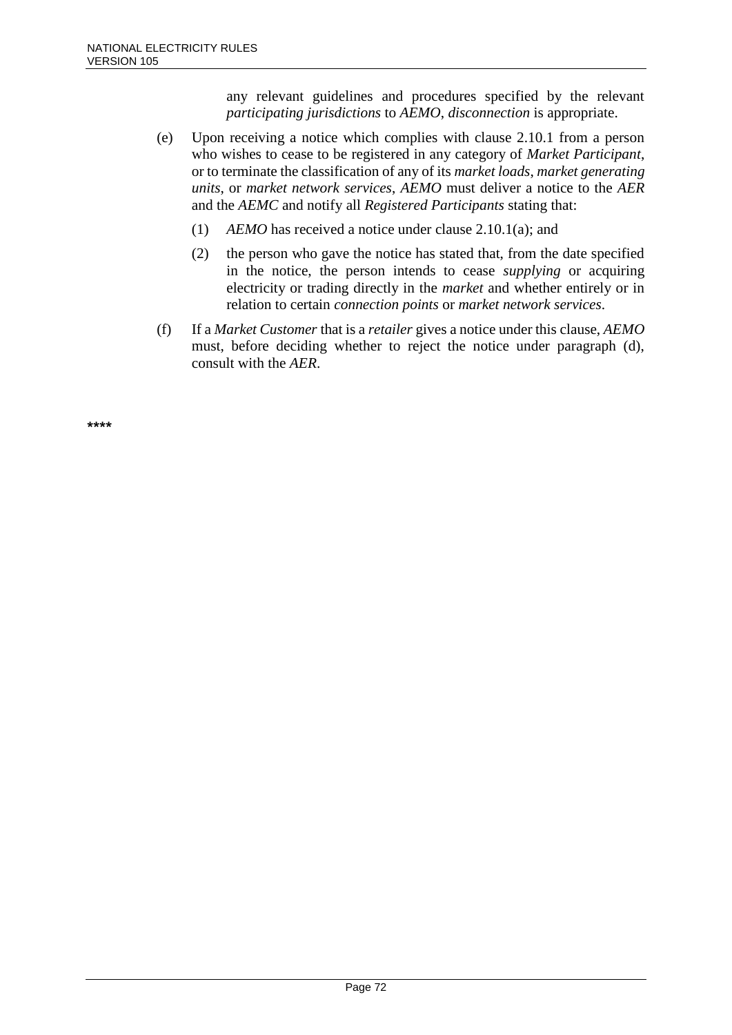any relevant guidelines and procedures specified by the relevant *participating jurisdictions* to *AEMO*, *disconnection* is appropriate.

(e) Upon receiving a notice which complies with clause 2.10.1 from a person who wishes to cease to be registered in any category of *Market Participant*, or to terminate the classification of any of its *market loads*, *market generating units*, or *market network services*, *AEMO* must deliver a notice to the *AER* and the *AEMC* and notify all *Registered Participants* stating that:

(1) *AEMO* has received a notice under clause 2.10.1(a); and

(2) the person who gave the notice has stated that, from the date specified in the notice, the person intends to cease *supplying* or acquiring electricity or trading directly in the *market* and whether entirely or in relation to certain *connection points* or *market network services*.

(f) If a *Market Customer* that is a *retailer* gives a notice under this clause, *AEMO* must, before deciding whether to reject the notice under paragraph (d), consult with the *AER*.

****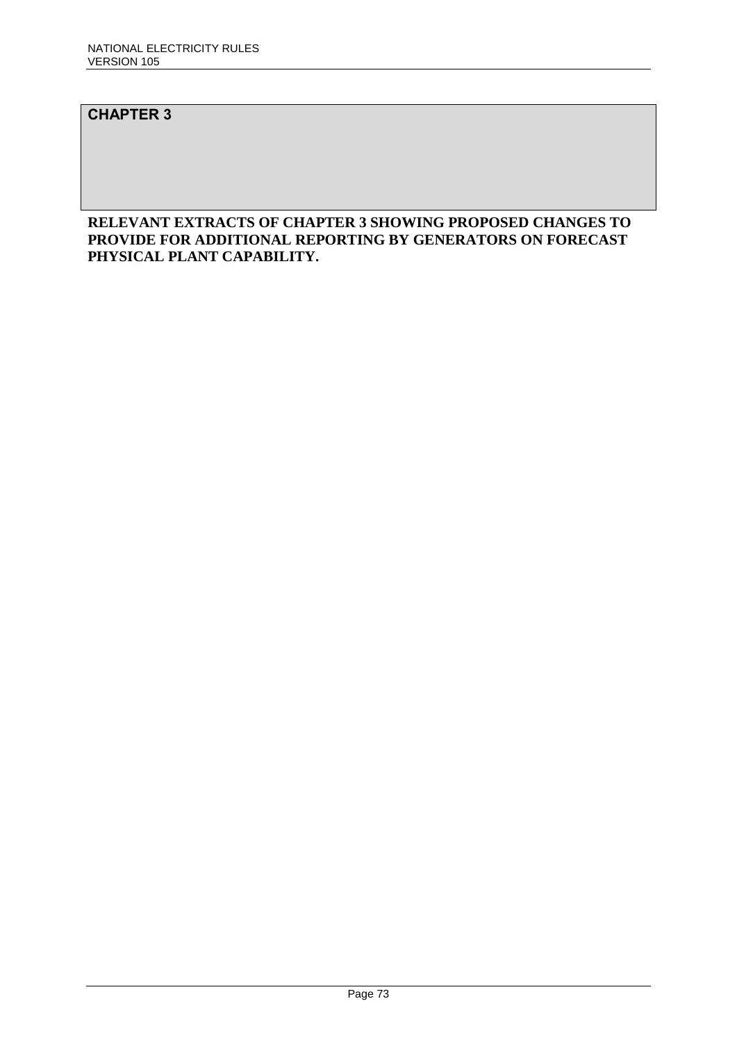# CHAPTER 3

**RELEVANT EXTRACTS OF CHAPTER 3 SHOWING PROPOSED CHANGES TO PROVIDE FOR ADDITIONAL REPORTING BY GENERATORS ON FORECAST PHYSICAL PLANT CAPABILITY.**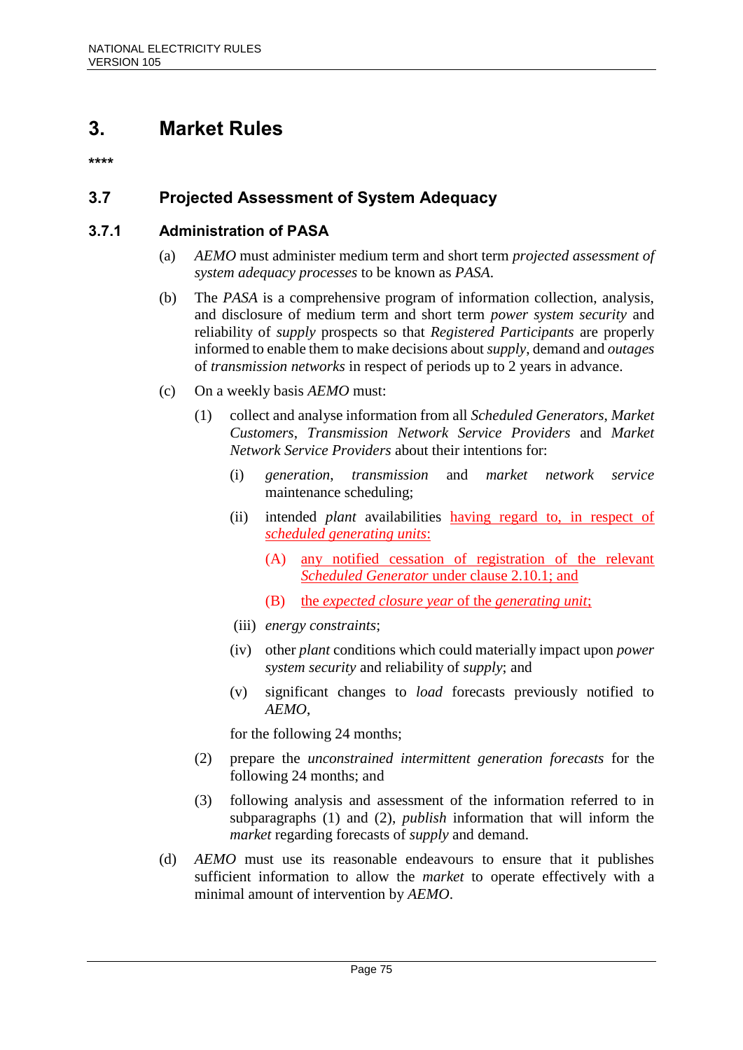# 3. Market Rules

****

## 3.7 Projected Assessment of System Adequacy

### 3.7.1 Administration of PASA

(a) *AEMO* must administer medium term and short term *projected assessment of system adequacy processes* to be known as *PASA*.

(b) The *PASA* is a comprehensive program of information collection, analysis, and disclosure of medium term and short term *power system security* and reliability of *supply* prospects so that *Registered Participants* are properly informed to enable them to make decisions about *supply*, demand and *outages* of *transmission networks* in respect of periods up to 2 years in advance.

(c) On a weekly basis *AEMO* must:

(1) collect and analyse information from all *Scheduled Generators*, *Market Customers*, *Transmission Network Service Providers* and *Market Network Service Providers* about their intentions for:

(i) *generation*, *transmission* and *market network service* maintenance scheduling;

(ii) intended *plant* availabilities having regard to, in respect of *scheduled generating units*:

(A) any notified cessation of registration of the relevant *Scheduled Generator* under clause 2.10.1; and

(B) the *expected closure year* of the *generating unit*;

(iii) *energy constraints*;

(iv) other *plant* conditions which could materially impact upon *power system security* and reliability of *supply*; and

(v) significant changes to *load* forecasts previously notified to *AEMO*,

for the following 24 months;

(2) prepare the *unconstrained intermittent generation forecasts* for the following 24 months; and

(3) following analysis and assessment of the information referred to in subparagraphs (1) and (2), *publish* information that will inform the *market* regarding forecasts of *supply* and demand.

(d) *AEMO* must use its reasonable endeavours to ensure that it publishes sufficient information to allow the *market* to operate effectively with a minimal amount of intervention by *AEMO*.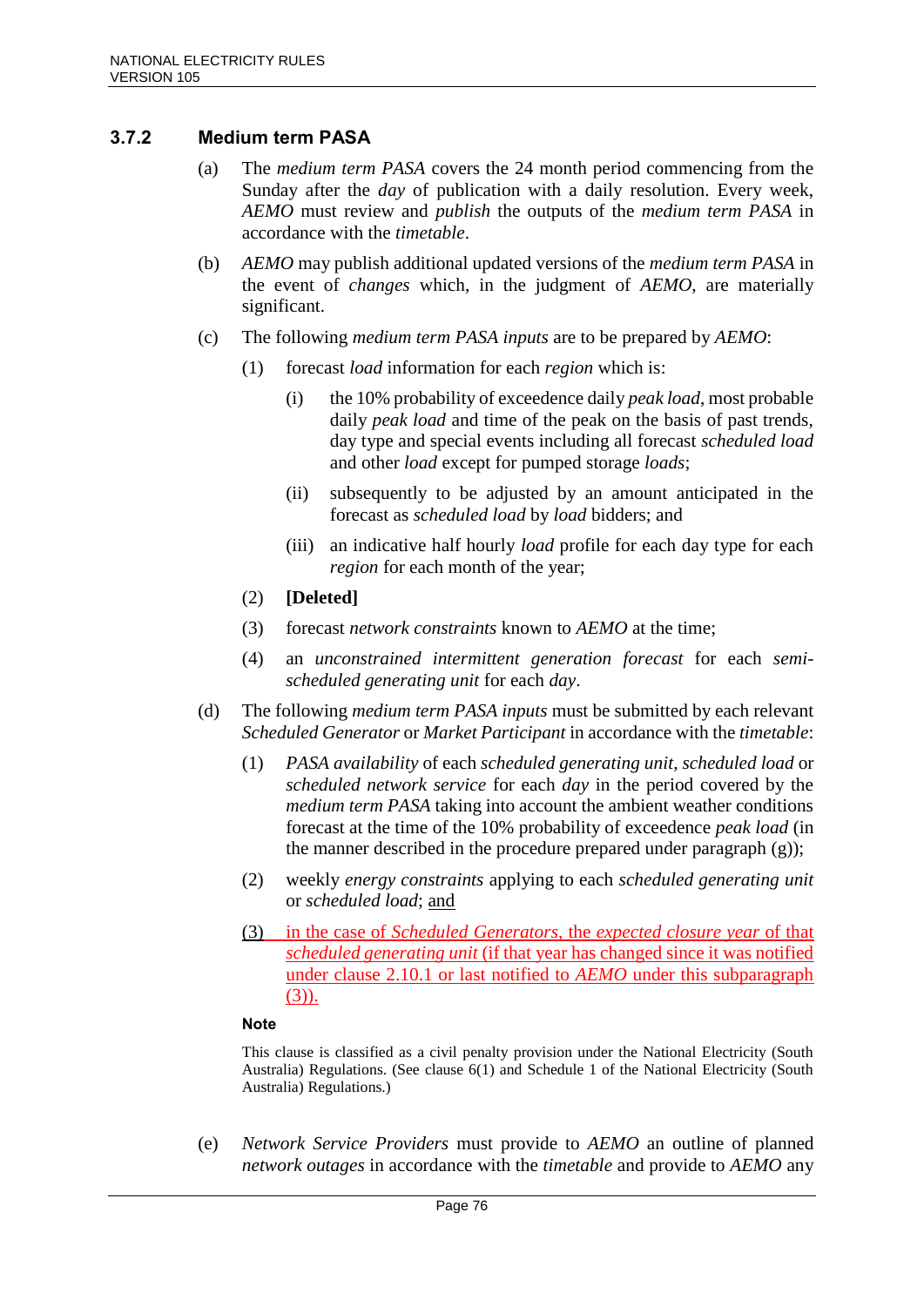### 3.7.2 Medium term PASA

(a) The *medium term PASA* covers the 24 month period commencing from the Sunday after the *day* of publication with a daily resolution. Every week, *AEMO* must review and *publish* the outputs of the *medium term PASA* in accordance with the *timetable*.

(b) *AEMO* may publish additional updated versions of the *medium term PASA* in the event of *changes* which, in the judgment of *AEMO*, are materially significant.

(c) The following *medium term PASA inputs* are to be prepared by *AEMO*:

(1) forecast *load* information for each *region* which is:

(i) the 10% probability of exceedence daily *peak load*, most probable daily *peak load* and time of the peak on the basis of past trends, day type and special events including all forecast *scheduled load* and other *load* except for pumped storage *loads*;

(ii) subsequently to be adjusted by an amount anticipated in the forecast as *scheduled load* by *load* bidders; and

(iii) an indicative half hourly *load* profile for each day type for each *region* for each month of the year;

(2) **[Deleted]**

(3) forecast *network constraints* known to *AEMO* at the time;

(4) an *unconstrained intermittent generation forecast* for each *semi-scheduled generating unit* for each *day*.

(d) The following *medium term PASA inputs* must be submitted by each relevant *Scheduled Generator* or *Market Participant* in accordance with the *timetable*:

(1) *PASA availability* of each *scheduled generating unit*, *scheduled load* or *scheduled network service* for each *day* in the period covered by the *medium term PASA* taking into account the ambient weather conditions forecast at the time of the 10% probability of exceedence *peak load* (in the manner described in the procedure prepared under paragraph (g));

(2) weekly *energy constraints* applying to each *scheduled generating unit* or *scheduled load*; and

(3) in the case of *Scheduled Generators*, the *expected closure year* of that *scheduled generating unit* (if that year has changed since it was notified under clause 2.10.1 or last notified to *AEMO* under this subparagraph (3)).

**Note**

This clause is classified as a civil penalty provision under the National Electricity (South Australia) Regulations. (See clause 6(1) and Schedule 1 of the National Electricity (South Australia) Regulations.)

(e) *Network Service Providers* must provide to *AEMO* an outline of planned *network outages* in accordance with the *timetable* and provide to *AEMO* any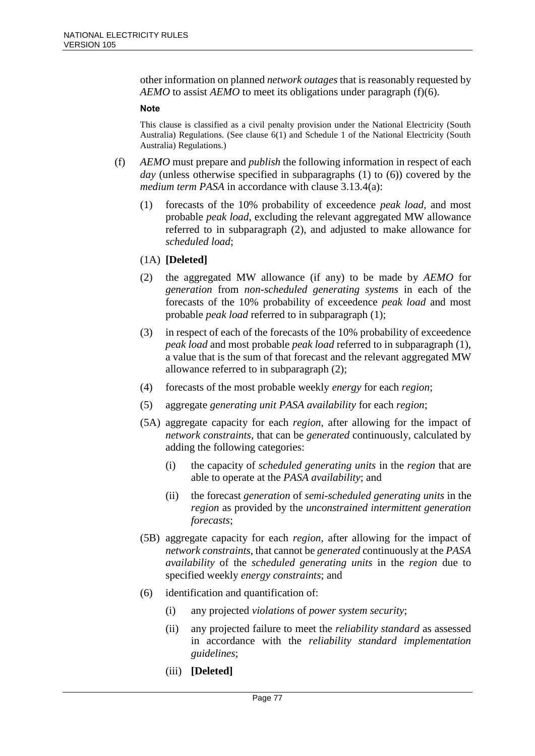other information on planned *network outages* that is reasonably requested by *AEMO* to assist *AEMO* to meet its obligations under paragraph (f)(6).

**Note**

This clause is classified as a civil penalty provision under the National Electricity (South Australia) Regulations. (See clause 6(1) and Schedule 1 of the National Electricity (South Australia) Regulations.)

(f) *AEMO* must prepare and *publish* the following information in respect of each *day* (unless otherwise specified in subparagraphs (1) to (6)) covered by the *medium term PASA* in accordance with clause 3.13.4(a):

(1) forecasts of the 10% probability of exceedence *peak load*, and most probable *peak load*, excluding the relevant aggregated MW allowance referred to in subparagraph (2), and adjusted to make allowance for *scheduled load*;

(1A) **[Deleted]**

(2) the aggregated MW allowance (if any) to be made by *AEMO* for *generation* from *non-scheduled generating systems* in each of the forecasts of the 10% probability of exceedence *peak load* and most probable *peak load* referred to in subparagraph (1);

(3) in respect of each of the forecasts of the 10% probability of exceedence *peak load* and most probable *peak load* referred to in subparagraph (1), a value that is the sum of that forecast and the relevant aggregated MW allowance referred to in subparagraph (2);

(4) forecasts of the most probable weekly *energy* for each *region*;

(5) aggregate *generating unit PASA availability* for each *region*;

(5A) aggregate capacity for each *region*, after allowing for the impact of *network constraints*, that can be *generated* continuously, calculated by adding the following categories:

(i) the capacity of *scheduled generating units* in the *region* that are able to operate at the *PASA availability*; and

(ii) the forecast *generation* of *semi-scheduled generating units* in the *region* as provided by the *unconstrained intermittent generation forecasts*;

(5B) aggregate capacity for each *region*, after allowing for the impact of *network constraints*, that cannot be *generated* continuously at the *PASA availability* of the *scheduled generating units* in the *region* due to specified weekly *energy constraints*; and

(6) identification and quantification of:

(i) any projected *violations* of *power system security*;

(ii) any projected failure to meet the *reliability standard* as assessed in accordance with the *reliability standard implementation guidelines*;

(iii) **[Deleted]**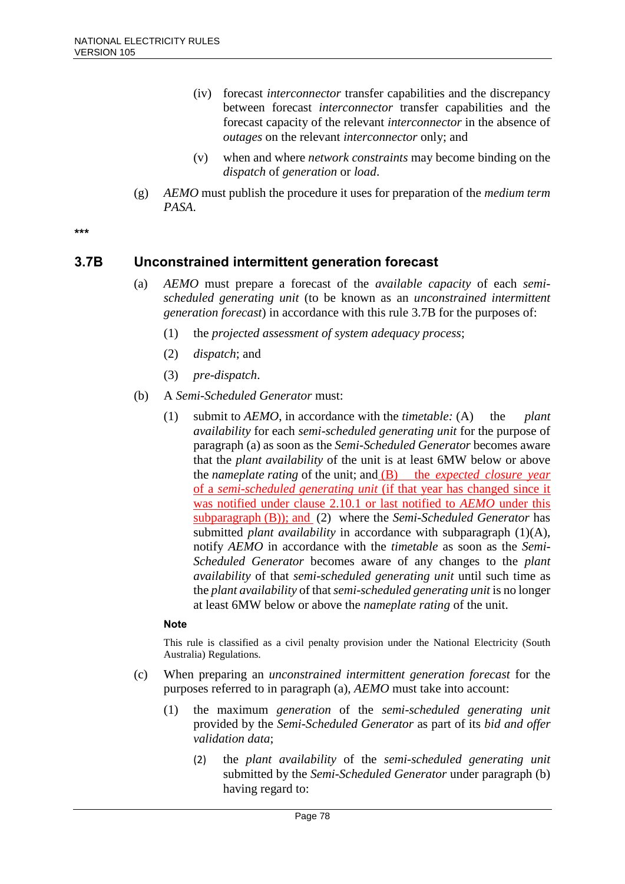(iv) forecast *interconnector* transfer capabilities and the discrepancy between forecast *interconnector* transfer capabilities and the forecast capacity of the relevant *interconnector* in the absence of *outages* on the relevant *interconnector* only; and

(v) when and where *network constraints* may become binding on the *dispatch* of *generation* or *load*.

(g) *AEMO* must publish the procedure it uses for preparation of the *medium term PASA*.

\*\*\*

## 3.7B Unconstrained intermittent generation forecast

(a) *AEMO* must prepare a forecast of the *available capacity* of each *semi-scheduled generating unit* (to be known as an *unconstrained intermittent generation forecast*) in accordance with this rule 3.7B for the purposes of:

(1) the *projected assessment of system adequacy process*;

(2) *dispatch*; and

(3) *pre-dispatch*.

(b) A *Semi-Scheduled Generator* must:

(1) submit to *AEMO*, in accordance with the *timetable:* (A) the *plant availability* for each *semi-scheduled generating unit* for the purpose of paragraph (a) as soon as the *Semi-Scheduled Generator* becomes aware that the *plant availability* of the unit is at least 6MW below or above the *nameplate rating* of the unit; and <u>(B) the *expected closure year* of a *semi-scheduled generating unit* (if that year has changed since it was notified under clause 2.10.1 or last notified to *AEMO* under this subparagraph (B)); and</u> (2) where the *Semi-Scheduled Generator* has submitted *plant availability* in accordance with subparagraph (1)(A), notify *AEMO* in accordance with the *timetable* as soon as the *Semi-Scheduled Generator* becomes aware of any changes to the *plant availability* of that *semi-scheduled generating unit* until such time as the *plant availability* of that *semi-scheduled generating unit* is no longer at least 6MW below or above the *nameplate rating* of the unit.

**Note**

This rule is classified as a civil penalty provision under the National Electricity (South Australia) Regulations.

(c) When preparing an *unconstrained intermittent generation forecast* for the purposes referred to in paragraph (a), *AEMO* must take into account:

(1) the maximum *generation* of the *semi-scheduled generating unit* provided by the *Semi-Scheduled Generator* as part of its *bid and offer validation data*;

(2) the *plant availability* of the *semi-scheduled generating unit* submitted by the *Semi-Scheduled Generator* under paragraph (b) having regard to: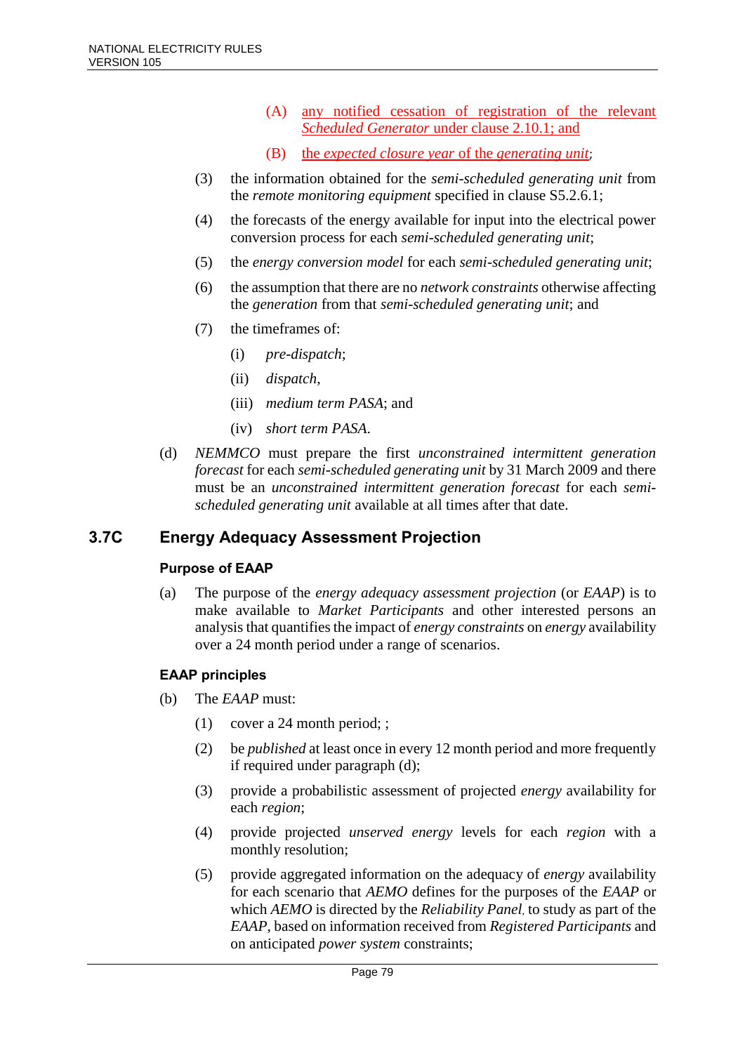(A) any notified cessation of registration of the relevant *Scheduled Generator* under clause 2.10.1; and

(B) the *expected closure year* of the *generating unit*;

(3) the information obtained for the *semi-scheduled generating unit* from the *remote monitoring equipment* specified in clause S5.2.6.1;

(4) the forecasts of the energy available for input into the electrical power conversion process for each *semi-scheduled generating unit*;

(5) the *energy conversion model* for each *semi-scheduled generating unit*;

(6) the assumption that there are no *network constraints* otherwise affecting the *generation* from that *semi-scheduled generating unit*; and

(7) the timeframes of:

(i) *pre-dispatch*;

(ii) *dispatch*,

(iii) *medium term PASA*; and

(iv) *short term PASA*.

(d) *NEMMCO* must prepare the first *unconstrained intermittent generation forecast* for each *semi-scheduled generating unit* by 31 March 2009 and there must be an *unconstrained intermittent generation forecast* for each *semi-scheduled generating unit* available at all times after that date.

## 3.7C Energy Adequacy Assessment Projection

### Purpose of EAAP

(a) The purpose of the *energy adequacy assessment projection* (or *EAAP*) is to make available to *Market Participants* and other interested persons an analysis that quantifies the impact of *energy constraints* on *energy* availability over a 24 month period under a range of scenarios.

### EAAP principles

(b) The *EAAP* must:

(1) cover a 24 month period; ;

(2) be *published* at least once in every 12 month period and more frequently if required under paragraph (d);

(3) provide a probabilistic assessment of projected *energy* availability for each *region*;

(4) provide projected *unserved energy* levels for each *region* with a monthly resolution;

(5) provide aggregated information on the adequacy of *energy* availability for each scenario that *AEMO* defines for the purposes of the *EAAP* or which *AEMO* is directed by the *Reliability Panel*, to study as part of the *EAAP*, based on information received from *Registered Participants* and on anticipated *power system* constraints;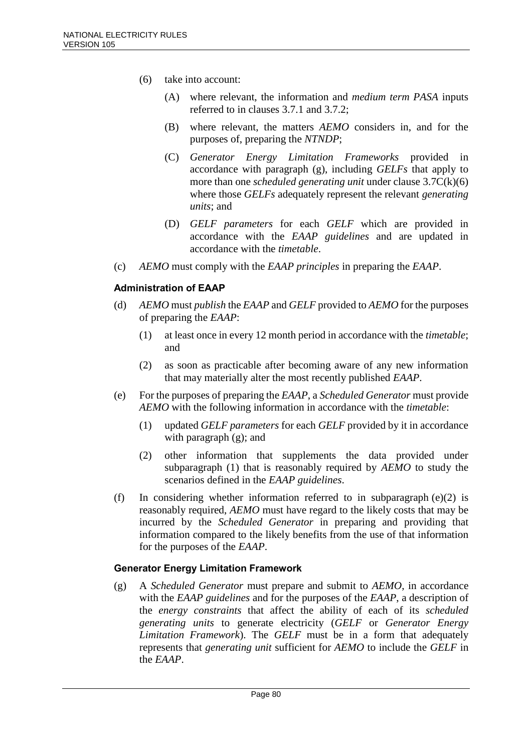(6) take into account:

(A) where relevant, the information and *medium term PASA* inputs referred to in clauses 3.7.1 and 3.7.2;

(B) where relevant, the matters *AEMO* considers in, and for the purposes of, preparing the *NTNDP*;

(C) *Generator Energy Limitation Frameworks* provided in accordance with paragraph (g), including *GELFs* that apply to more than one *scheduled generating unit* under clause 3.7C(k)(6) where those *GELFs* adequately represent the relevant *generating units*; and

(D) *GELF parameters* for each *GELF* which are provided in accordance with the *EAAP guidelines* and are updated in accordance with the *timetable*.

(c) *AEMO* must comply with the *EAAP principles* in preparing the *EAAP*.

#### Administration of EAAP

(d) *AEMO* must *publish* the *EAAP* and *GELF* provided to *AEMO* for the purposes of preparing the *EAAP*:

(1) at least once in every 12 month period in accordance with the *timetable*; and

(2) as soon as practicable after becoming aware of any new information that may materially alter the most recently published *EAAP*.

(e) For the purposes of preparing the *EAAP*, a *Scheduled Generator* must provide *AEMO* with the following information in accordance with the *timetable*:

(1) updated *GELF parameters* for each *GELF* provided by it in accordance with paragraph (g); and

(2) other information that supplements the data provided under subparagraph (1) that is reasonably required by *AEMO* to study the scenarios defined in the *EAAP guidelines*.

(f) In considering whether information referred to in subparagraph (e)(2) is reasonably required, *AEMO* must have regard to the likely costs that may be incurred by the *Scheduled Generator* in preparing and providing that information compared to the likely benefits from the use of that information for the purposes of the *EAAP*.

#### Generator Energy Limitation Framework

(g) A *Scheduled Generator* must prepare and submit to *AEMO*, in accordance with the *EAAP guidelines* and for the purposes of the *EAAP*, a description of the *energy constraints* that affect the ability of each of its *scheduled generating units* to generate electricity (*GELF* or *Generator Energy Limitation Framework*). The *GELF* must be in a form that adequately represents that *generating unit* sufficient for *AEMO* to include the *GELF* in the *EAAP*.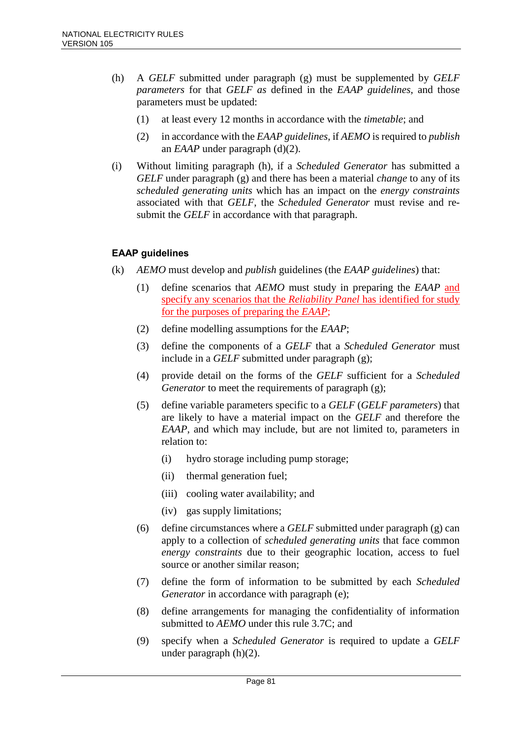(h) A *GELF* submitted under paragraph (g) must be supplemented by *GELF parameters* for that *GELF as* defined in the *EAAP guidelines*, and those parameters must be updated:

(1) at least every 12 months in accordance with the *timetable*; and

(2) in accordance with the *EAAP guidelines*, if *AEMO* is required to *publish* an *EAAP* under paragraph (d)(2).

(i) Without limiting paragraph (h), if a *Scheduled Generator* has submitted a *GELF* under paragraph (g) and there has been a material *change* to any of its *scheduled generating units* which has an impact on the *energy constraints* associated with that *GELF*, the *Scheduled Generator* must revise and re-submit the *GELF* in accordance with that paragraph.

### EAAP guidelines

(k) *AEMO* must develop and *publish* guidelines (the *EAAP guidelines*) that:

(1) define scenarios that *AEMO* must study in preparing the *EAAP* and specify any scenarios that the *Reliability Panel* has identified for study for the purposes of preparing the *EAAP*;

(2) define modelling assumptions for the *EAAP*;

(3) define the components of a *GELF* that a *Scheduled Generator* must include in a *GELF* submitted under paragraph (g);

(4) provide detail on the forms of the *GELF* sufficient for a *Scheduled Generator* to meet the requirements of paragraph (g);

(5) define variable parameters specific to a *GELF* (*GELF parameters*) that are likely to have a material impact on the *GELF* and therefore the *EAAP*, and which may include, but are not limited to, parameters in relation to:

(i) hydro storage including pump storage;

(ii) thermal generation fuel;

(iii) cooling water availability; and

(iv) gas supply limitations;

(6) define circumstances where a *GELF* submitted under paragraph (g) can apply to a collection of *scheduled generating units* that face common *energy constraints* due to their geographic location, access to fuel source or another similar reason;

(7) define the form of information to be submitted by each *Scheduled Generator* in accordance with paragraph (e);

(8) define arrangements for managing the confidentiality of information submitted to *AEMO* under this rule 3.7C; and

(9) specify when a *Scheduled Generator* is required to update a *GELF* under paragraph (h)(2).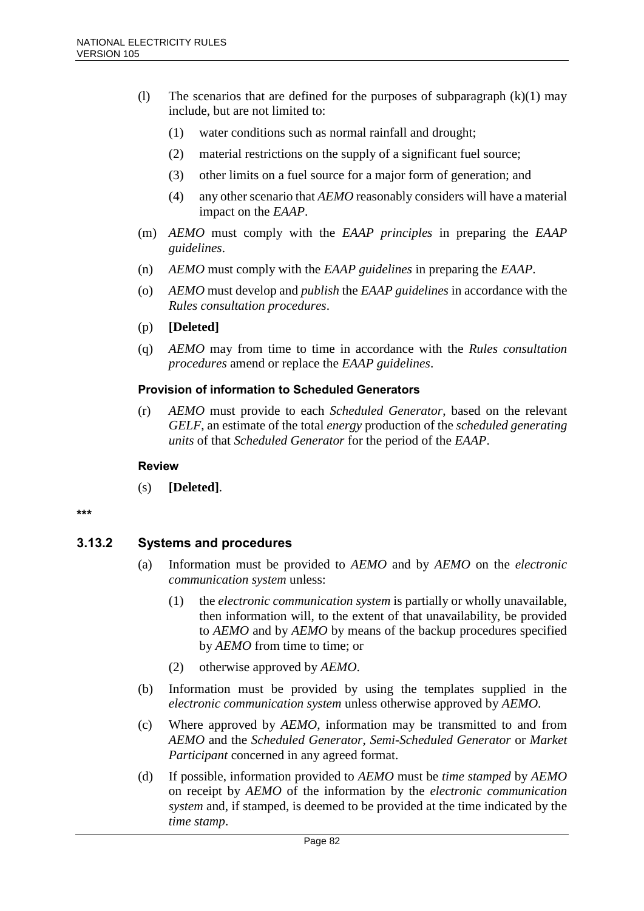(l) The scenarios that are defined for the purposes of subparagraph (k)(1) may include, but are not limited to:

  (1) water conditions such as normal rainfall and drought;

  (2) material restrictions on the supply of a significant fuel source;

  (3) other limits on a fuel source for a major form of generation; and

  (4) any other scenario that *AEMO* reasonably considers will have a material impact on the *EAAP*.

(m) *AEMO* must comply with the *EAAP principles* in preparing the *EAAP guidelines*.

(n) *AEMO* must comply with the *EAAP guidelines* in preparing the *EAAP*.

(o) *AEMO* must develop and *publish* the *EAAP guidelines* in accordance with the *Rules consultation procedures*.

(p) **[Deleted]**

(q) *AEMO* may from time to time in accordance with the *Rules consultation procedures* amend or replace the *EAAP guidelines*.

#### Provision of information to Scheduled Generators

(r) *AEMO* must provide to each *Scheduled Generator*, based on the relevant *GELF*, an estimate of the total *energy* production of the *scheduled generating units* of that *Scheduled Generator* for the period of the *EAAP*.

#### Review

(s) **[Deleted]**.

***

### 3.13.2 Systems and procedures

(a) Information must be provided to *AEMO* and by *AEMO* on the *electronic communication system* unless:

  (1) the *electronic communication system* is partially or wholly unavailable, then information will, to the extent of that unavailability, be provided to *AEMO* and by *AEMO* by means of the backup procedures specified by *AEMO* from time to time; or

  (2) otherwise approved by *AEMO*.

(b) Information must be provided by using the templates supplied in the *electronic communication system* unless otherwise approved by *AEMO*.

(c) Where approved by *AEMO*, information may be transmitted to and from *AEMO* and the *Scheduled Generator*, *Semi-Scheduled Generator* or *Market Participant* concerned in any agreed format.

(d) If possible, information provided to *AEMO* must be *time stamped* by *AEMO* on receipt by *AEMO* of the information by the *electronic communication system* and, if stamped, is deemed to be provided at the time indicated by the *time stamp*.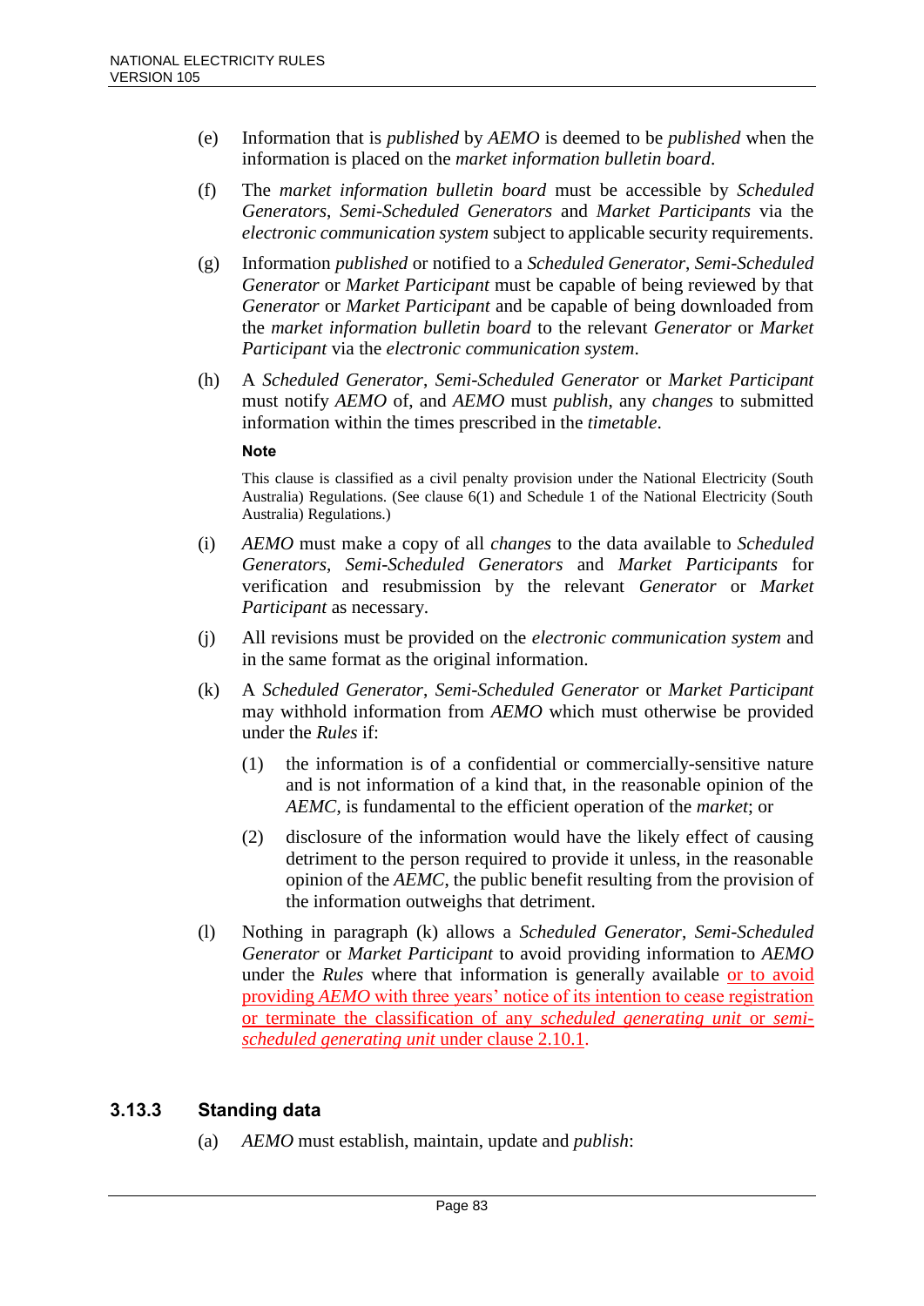(e) Information that is *published* by *AEMO* is deemed to be *published* when the information is placed on the *market information bulletin board*.

(f) The *market information bulletin board* must be accessible by *Scheduled Generators*, *Semi-Scheduled Generators* and *Market Participants* via the *electronic communication system* subject to applicable security requirements.

(g) Information *published* or notified to a *Scheduled Generator*, *Semi-Scheduled Generator* or *Market Participant* must be capable of being reviewed by that *Generator* or *Market Participant* and be capable of being downloaded from the *market information bulletin board* to the relevant *Generator* or *Market Participant* via the *electronic communication system*.

(h) A *Scheduled Generator*, *Semi-Scheduled Generator* or *Market Participant* must notify *AEMO* of, and *AEMO* must *publish*, any *changes* to submitted information within the times prescribed in the *timetable*.

**Note**

This clause is classified as a civil penalty provision under the National Electricity (South Australia) Regulations. (See clause 6(1) and Schedule 1 of the National Electricity (South Australia) Regulations.)

(i) *AEMO* must make a copy of all *changes* to the data available to *Scheduled Generators*, *Semi-Scheduled Generators* and *Market Participants* for verification and resubmission by the relevant *Generator* or *Market Participant* as necessary.

(j) All revisions must be provided on the *electronic communication system* and in the same format as the original information.

(k) A *Scheduled Generator*, *Semi-Scheduled Generator* or *Market Participant* may withhold information from *AEMO* which must otherwise be provided under the *Rules* if:

(1) the information is of a confidential or commercially-sensitive nature and is not information of a kind that, in the reasonable opinion of the *AEMC*, is fundamental to the efficient operation of the *market*; or

(2) disclosure of the information would have the likely effect of causing detriment to the person required to provide it unless, in the reasonable opinion of the *AEMC*, the public benefit resulting from the provision of the information outweighs that detriment.

(l) Nothing in paragraph (k) allows a *Scheduled Generator*, *Semi-Scheduled Generator* or *Market Participant* to avoid providing information to *AEMO* under the *Rules* where that information is generally available or to avoid providing *AEMO* with three years' notice of its intention to cease registration or terminate the classification of any *scheduled generating unit* or *semi-scheduled generating unit* under clause 2.10.1.

### 3.13.3 Standing data

(a) *AEMO* must establish, maintain, update and *publish*: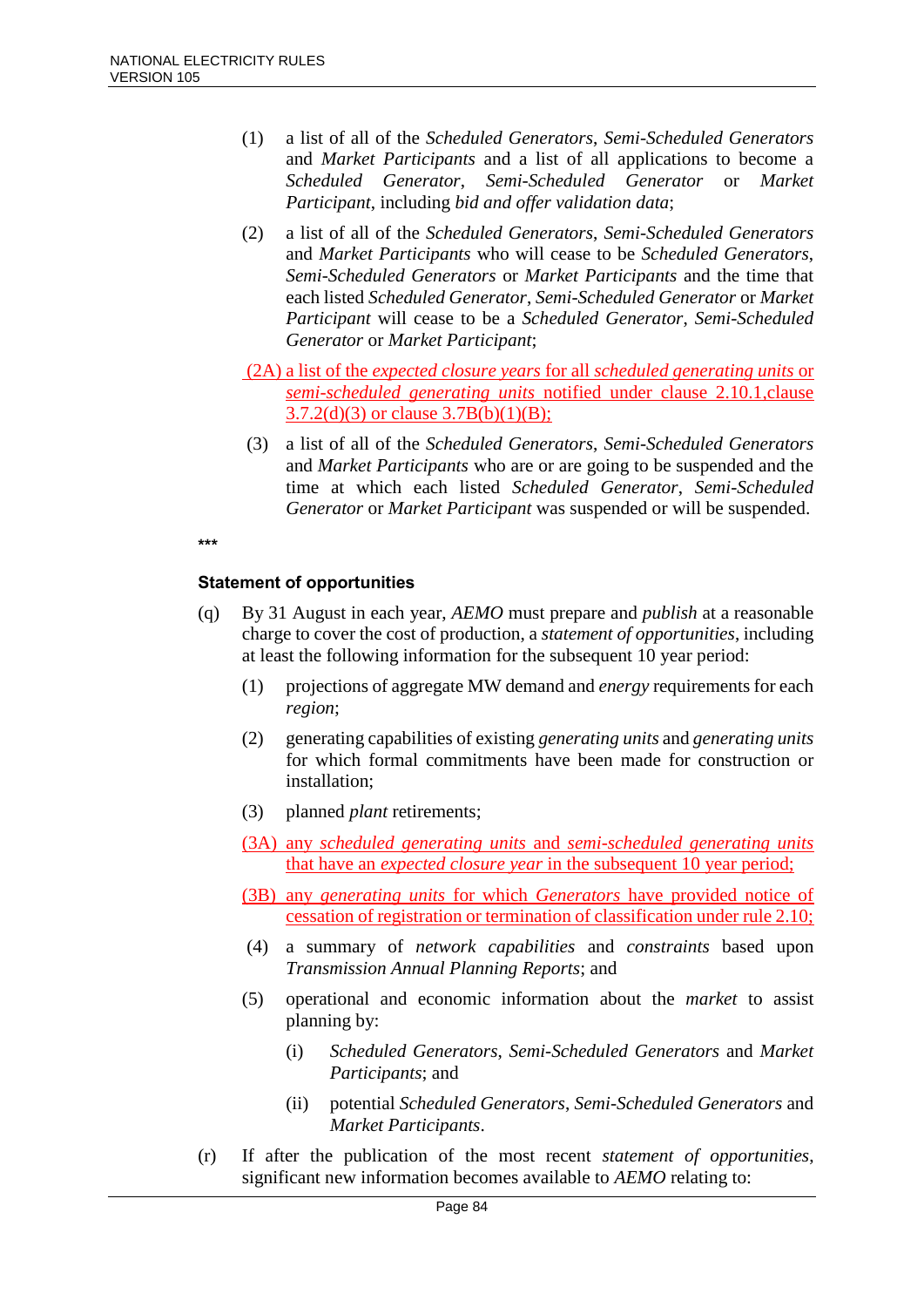(1) a list of all of the *Scheduled Generators*, *Semi-Scheduled Generators* and *Market Participants* and a list of all applications to become a *Scheduled Generator*, *Semi-Scheduled Generator* or *Market Participant*, including *bid and offer validation data*;

(2) a list of all of the *Scheduled Generators*, *Semi-Scheduled Generators* and *Market Participants* who will cease to be *Scheduled Generators*, *Semi-Scheduled Generators* or *Market Participants* and the time that each listed *Scheduled Generator*, *Semi-Scheduled Generator* or *Market Participant* will cease to be a *Scheduled Generator*, *Semi-Scheduled Generator* or *Market Participant*;

(2A) a list of the *expected closure years* for all *scheduled generating units* or *semi-scheduled generating units* notified under clause 2.10.1,clause 3.7.2(d)(3) or clause 3.7B(b)(1)(B);

(3) a list of all of the *Scheduled Generators*, *Semi-Scheduled Generators* and *Market Participants* who are or are going to be suspended and the time at which each listed *Scheduled Generator*, *Semi-Scheduled Generator* or *Market Participant* was suspended or will be suspended.

***

**Statement of opportunities**

(q) By 31 August in each year, *AEMO* must prepare and *publish* at a reasonable charge to cover the cost of production, a *statement of opportunities*, including at least the following information for the subsequent 10 year period:

(1) projections of aggregate MW demand and *energy* requirements for each *region*;

(2) generating capabilities of existing *generating units* and *generating units* for which formal commitments have been made for construction or installation;

(3) planned *plant* retirements;

(3A) any *scheduled generating units* and *semi-scheduled generating units* that have an *expected closure year* in the subsequent 10 year period;

(3B) any *generating units* for which *Generators* have provided notice of cessation of registration or termination of classification under rule 2.10;

(4) a summary of *network capabilities* and *constraints* based upon *Transmission Annual Planning Reports*; and

(5) operational and economic information about the *market* to assist planning by:

(i) *Scheduled Generators*, *Semi-Scheduled Generators* and *Market Participants*; and

(ii) potential *Scheduled Generators*, *Semi-Scheduled Generators* and *Market Participants*.

(r) If after the publication of the most recent *statement of opportunities*, significant new information becomes available to *AEMO* relating to: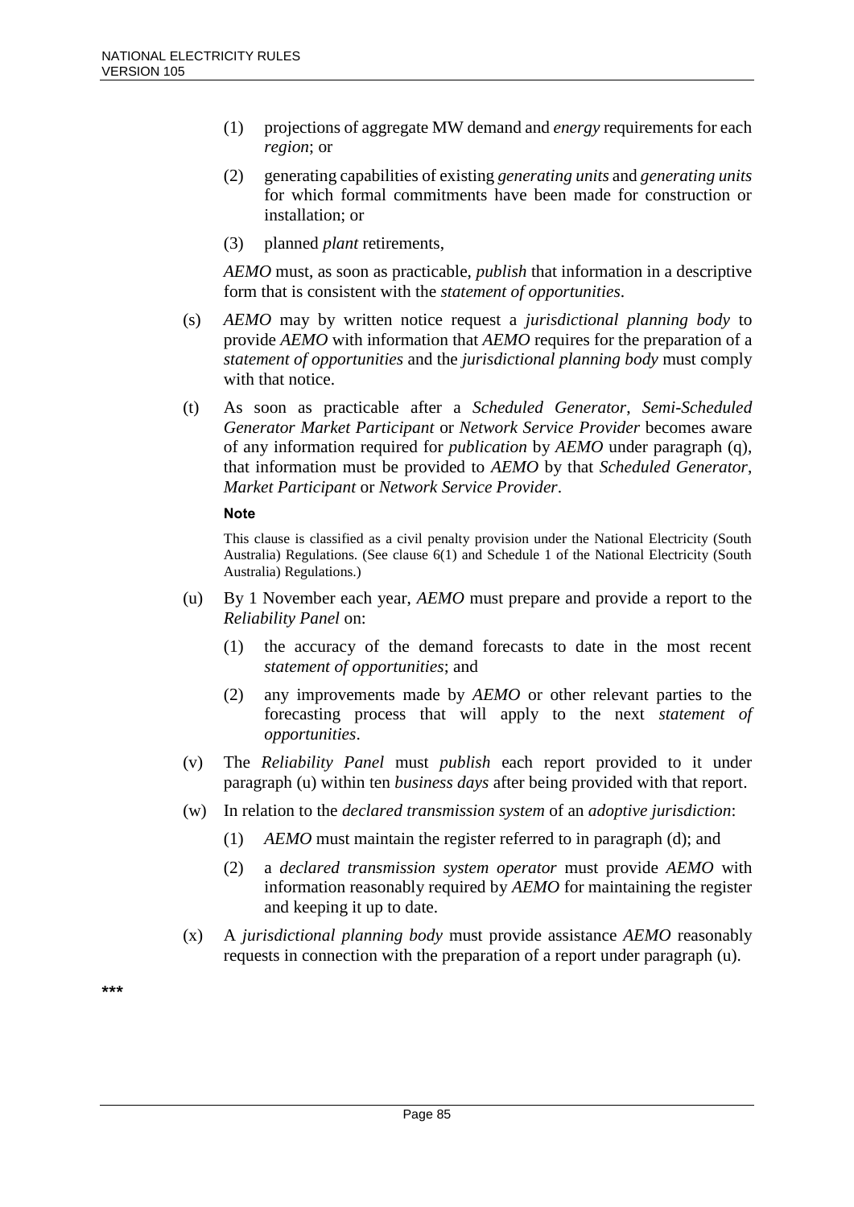(1) projections of aggregate MW demand and *energy* requirements for each *region*; or

(2) generating capabilities of existing *generating units* and *generating units* for which formal commitments have been made for construction or installation; or

(3) planned *plant* retirements,

*AEMO* must, as soon as practicable, *publish* that information in a descriptive form that is consistent with the *statement of opportunities*.

(s) *AEMO* may by written notice request a *jurisdictional planning body* to provide *AEMO* with information that *AEMO* requires for the preparation of a *statement of opportunities* and the *jurisdictional planning body* must comply with that notice.

(t) As soon as practicable after a *Scheduled Generator*, *Semi-Scheduled Generator Market Participant* or *Network Service Provider* becomes aware of any information required for *publication* by *AEMO* under paragraph (q), that information must be provided to *AEMO* by that *Scheduled Generator*, *Market Participant* or *Network Service Provider*.

**Note**

This clause is classified as a civil penalty provision under the National Electricity (South Australia) Regulations. (See clause 6(1) and Schedule 1 of the National Electricity (South Australia) Regulations.)

(u) By 1 November each year, *AEMO* must prepare and provide a report to the *Reliability Panel* on:

(1) the accuracy of the demand forecasts to date in the most recent *statement of opportunities*; and

(2) any improvements made by *AEMO* or other relevant parties to the forecasting process that will apply to the next *statement of opportunities*.

(v) The *Reliability Panel* must *publish* each report provided to it under paragraph (u) within ten *business days* after being provided with that report.

(w) In relation to the *declared transmission system* of an *adoptive jurisdiction*:

(1) *AEMO* must maintain the register referred to in paragraph (d); and

(2) a *declared transmission system operator* must provide *AEMO* with information reasonably required by *AEMO* for maintaining the register and keeping it up to date.

(x) A *jurisdictional planning body* must provide assistance *AEMO* reasonably requests in connection with the preparation of a report under paragraph (u).

***